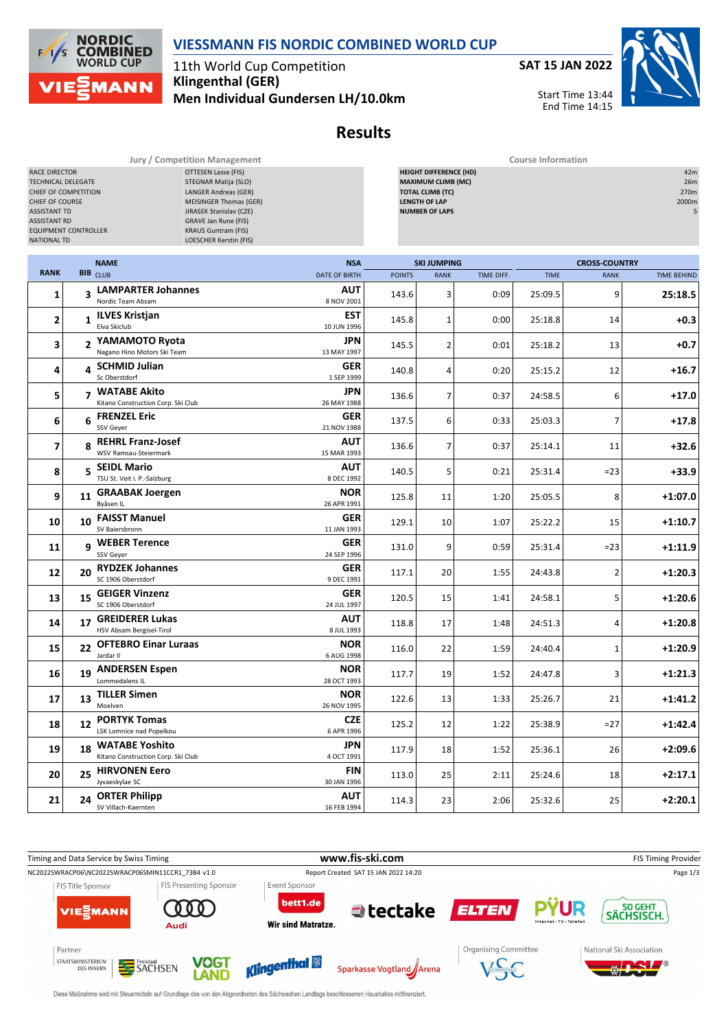# VIESSMANN FIS NORDIC COMBINED WORLD CUP

11th World Cup Competition
**Klingenthal (GER)**
**Men Individual Gundersen LH/10.0km**

**SAT 15 JAN 2022**

Start Time 13:44
End Time 14:15

## Results

| Jury / Competition Management | |
|---|---|
| RACE DIRECTOR | OTTESEN Lasse (FIS) |
| TECHNICAL DELEGATE | STEGNAR Matija (SLO) |
| CHIEF OF COMPETITION | LANGER Andreas (GER) |
| CHIEF OF COURSE | MEISINGER Thomas (GER) |
| ASSISTANT TD | JIRASEK Stanislav (CZE) |
| ASSISTANT RD | GRAVE Jan Rune (FIS) |
| EQUIPMENT CONTROLLER | KRAUS Guntram (FIS) |
| NATIONAL TD | LOESCHER Kerstin (FIS) |

| Course Information | |
|---|---|
| HEIGHT DIFFERENCE (HD) | 42m |
| MAXIMUM CLIMB (MC) | 26m |
| TOTAL CLIMB (TC) | 270m |
| LENGTH OF LAP | 2000m |
| NUMBER OF LAPS | 5 |

| RANK | BIB | NAME / CLUB | NSA / DATE OF BIRTH | SKI JUMPING POINTS | SKI JUMPING RANK | SKI JUMPING TIME DIFF. | CROSS-COUNTRY TIME | CROSS-COUNTRY RANK | CROSS-COUNTRY TIME BEHIND |
|---|---|---|---|---|---|---|---|---|---|
| 1 | 3 | **LAMPARTER Johannes** Nordic Team Absam | **AUT** 8 NOV 2001 | 143.6 | 3 | 0:09 | 25:09.5 | 9 | **25:18.5** |
| 2 | 1 | **ILVES Kristjan** Elva Skiclub | **EST** 10 JUN 1996 | 145.8 | 1 | 0:00 | 25:18.8 | 14 | **+0.3** |
| 3 | 2 | **YAMAMOTO Ryota** Nagano Hino Motors Ski Team | **JPN** 13 MAY 1997 | 145.5 | 2 | 0:01 | 25:18.2 | 13 | **+0.7** |
| 4 | 4 | **SCHMID Julian** Sc Oberstdorf | **GER** 1 SEP 1999 | 140.8 | 4 | 0:20 | 25:15.2 | 12 | **+16.7** |
| 5 | 7 | **WATABE Akito** Kitano Construction Corp. Ski Club | **JPN** 26 MAY 1988 | 136.6 | 7 | 0:37 | 24:58.5 | 6 | **+17.0** |
| 6 | 6 | **FRENZEL Eric** SSV Geyer | **GER** 21 NOV 1988 | 137.5 | 6 | 0:33 | 25:03.3 | 7 | **+17.8** |
| 7 | 8 | **REHRL Franz-Josef** WSV Ramsau-Steiermark | **AUT** 15 MAR 1993 | 136.6 | 7 | 0:37 | 25:14.1 | 11 | **+32.6** |
| 8 | 5 | **SEIDL Mario** TSU St. Veit i. P.-Salzburg | **AUT** 8 DEC 1992 | 140.5 | 5 | 0:21 | 25:31.4 | =23 | **+33.9** |
| 9 | 11 | **GRAABAK Joergen** Byåsen IL | **NOR** 26 APR 1991 | 125.8 | 11 | 1:20 | 25:05.5 | 8 | **+1:07.0** |
| 10 | 10 | **FAISST Manuel** SV Baiersbronn | **GER** 11 JAN 1993 | 129.1 | 10 | 1:07 | 25:22.2 | 15 | **+1:10.7** |
| 11 | 9 | **WEBER Terence** SSV Geyer | **GER** 24 SEP 1996 | 131.0 | 9 | 0:59 | 25:31.4 | =23 | **+1:11.9** |
| 12 | 20 | **RYDZEK Johannes** SC 1906 Oberstdorf | **GER** 9 DEC 1991 | 117.1 | 20 | 1:55 | 24:43.8 | 2 | **+1:20.3** |
| 13 | 15 | **GEIGER Vinzenz** SC 1906 Oberstdorf | **GER** 24 JUL 1997 | 120.5 | 15 | 1:41 | 24:58.1 | 5 | **+1:20.6** |
| 14 | 17 | **GREIDERER Lukas** HSV Absam Bergisel-Tirol | **AUT** 8 JUL 1993 | 118.8 | 17 | 1:48 | 24:51.3 | 4 | **+1:20.8** |
| 15 | 22 | **OFTEBRO Einar Luraas** Jardar Il | **NOR** 6 AUG 1998 | 116.0 | 22 | 1:59 | 24:40.4 | 1 | **+1:20.9** |
| 16 | 19 | **ANDERSEN Espen** Lommedalens IL | **NOR** 28 OCT 1993 | 117.7 | 19 | 1:52 | 24:47.8 | 3 | **+1:21.3** |
| 17 | 13 | **TILLER Simen** Moelven | **NOR** 26 NOV 1995 | 122.6 | 13 | 1:33 | 25:26.7 | 21 | **+1:41.2** |
| 18 | 12 | **PORTYK Tomas** LSK Lomnice nad Popelkou | **CZE** 6 APR 1996 | 125.2 | 12 | 1:22 | 25:38.9 | =27 | **+1:42.4** |
| 19 | 18 | **WATABE Yoshito** Kitano Construction Corp. Ski Club | **JPN** 4 OCT 1991 | 117.9 | 18 | 1:52 | 25:36.1 | 26 | **+2:09.6** |
| 20 | 25 | **HIRVONEN Eero** Jyvaeskylae SC | **FIN** 30 JAN 1996 | 113.0 | 25 | 2:11 | 25:24.6 | 18 | **+2:17.1** |
| 21 | 24 | **ORTER Philipp** SV Villach-Kaernten | **AUT** 16 FEB 1994 | 114.3 | 23 | 2:06 | 25:32.6 | 25 | **+2:20.1** |

Timing and Data Service by Swiss Timing — www.fis-ski.com — FIS Timing Provider

NC2022SWRACP06\NC2022SWRACP06SMIN11CCR1_73B4 v1.0 — Report Created SAT 15 JAN 2022 14:20

FIS Title Sponsor | FIS Presenting Sponsor | Event Sponsor | Partner | Organising Committee | National Ski Association

Diese Maßnahme wird mit Steuermitteln auf Grundlage des von den Abgeordneten des Sächsischen Landtags beschlossenen Haushaltes mitfinanziert.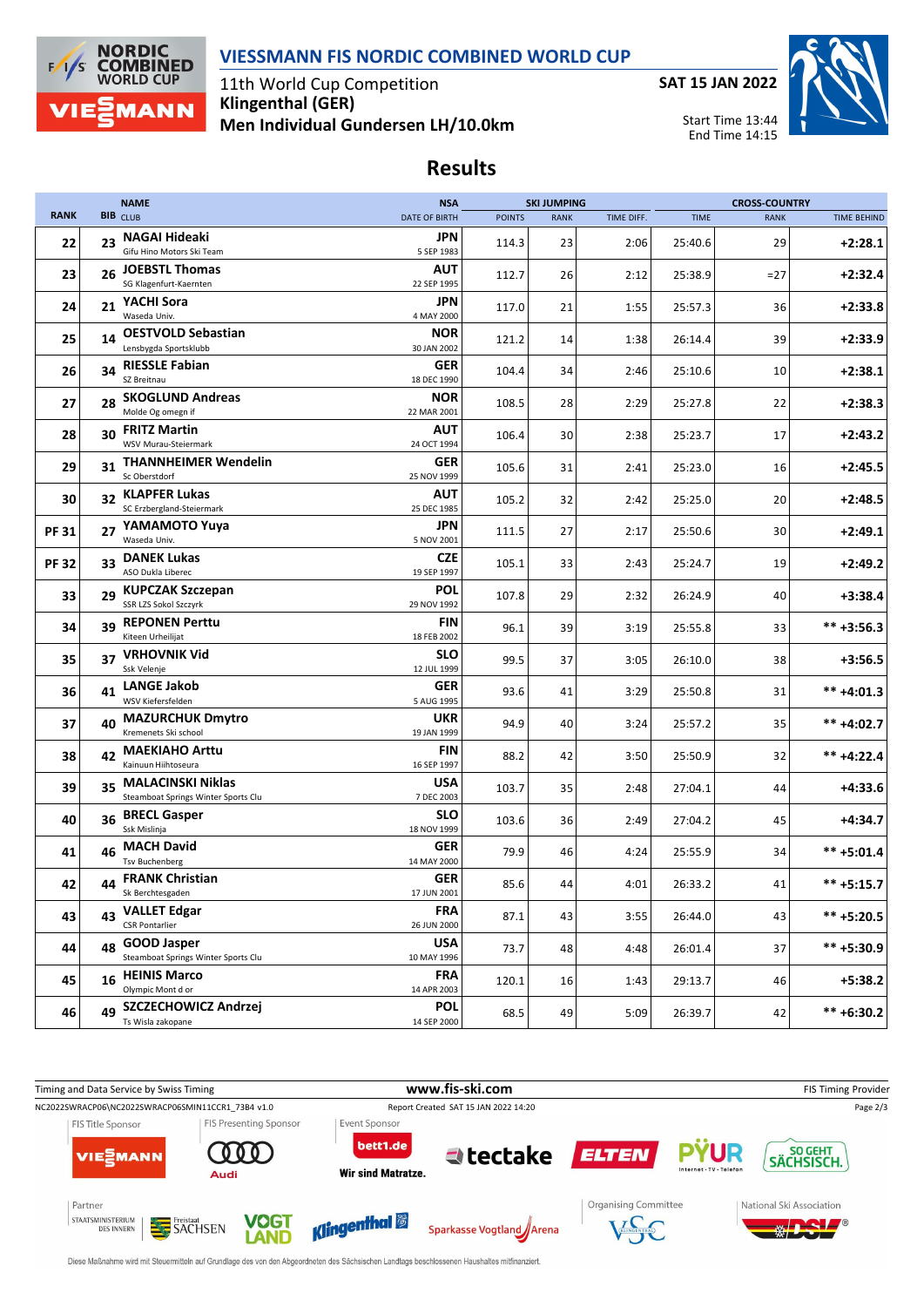# VIESSMANN FIS NORDIC COMBINED WORLD CUP

11th World Cup Competition
**Klingenthal (GER)**
**Men Individual Gundersen LH/10.0km**

**SAT 15 JAN 2022**

Start Time 13:44
End Time 14:15

## Results

| RANK | BIB | NAME / CLUB | NSA / DATE OF BIRTH | SKI JUMPING POINTS | SKI JUMPING RANK | SKI JUMPING TIME DIFF. | CROSS-COUNTRY TIME | CROSS-COUNTRY RANK | CROSS-COUNTRY TIME BEHIND |
|---|---|---|---|---|---|---|---|---|---|
| 22 | 23 | **NAGAI Hideaki** Gifu Hino Motors Ski Team | **JPN** 5 SEP 1983 | 114.3 | 23 | 2:06 | 25:40.6 | 29 | **+2:28.1** |
| 23 | 26 | **JOEBSTL Thomas** SG Klagenfurt-Kaernten | **AUT** 22 SEP 1995 | 112.7 | 26 | 2:12 | 25:38.9 | =27 | **+2:32.4** |
| 24 | 21 | **YACHI Sora** Waseda Univ. | **JPN** 4 MAY 2000 | 117.0 | 21 | 1:55 | 25:57.3 | 36 | **+2:33.8** |
| 25 | 14 | **OESTVOLD Sebastian** Lensbygda Sportsklubb | **NOR** 30 JAN 2002 | 121.2 | 14 | 1:38 | 26:14.4 | 39 | **+2:33.9** |
| 26 | 34 | **RIESSLE Fabian** SZ Breitnau | **GER** 18 DEC 1990 | 104.4 | 34 | 2:46 | 25:10.6 | 10 | **+2:38.1** |
| 27 | 28 | **SKOGLUND Andreas** Molde Og omegn if | **NOR** 22 MAR 2001 | 108.5 | 28 | 2:29 | 25:27.8 | 22 | **+2:38.3** |
| 28 | 30 | **FRITZ Martin** WSV Murau-Steiermark | **AUT** 24 OCT 1994 | 106.4 | 30 | 2:38 | 25:23.7 | 17 | **+2:43.2** |
| 29 | 31 | **THANNHEIMER Wendelin** Sc Oberstdorf | **GER** 25 NOV 1999 | 105.6 | 31 | 2:41 | 25:23.0 | 16 | **+2:45.5** |
| 30 | 32 | **KLAPFER Lukas** SC Erzbergland-Steiermark | **AUT** 25 DEC 1985 | 105.2 | 32 | 2:42 | 25:25.0 | 20 | **+2:48.5** |
| PF 31 | 27 | **YAMAMOTO Yuya** Waseda Univ. | **JPN** 5 NOV 2001 | 111.5 | 27 | 2:17 | 25:50.6 | 30 | **+2:49.1** |
| PF 32 | 33 | **DANEK Lukas** ASO Dukla Liberec | **CZE** 19 SEP 1997 | 105.1 | 33 | 2:43 | 25:24.7 | 19 | **+2:49.2** |
| 33 | 29 | **KUPCZAK Szczepan** SSR LZS Sokol Szczyrk | **POL** 29 NOV 1992 | 107.8 | 29 | 2:32 | 26:24.9 | 40 | **+3:38.4** |
| 34 | 39 | **REPONEN Perttu** Kiteen Urheilijat | **FIN** 18 FEB 2002 | 96.1 | 39 | 3:19 | 25:55.8 | 33 | **** +3:56.3** |
| 35 | 37 | **VRHOVNIK Vid** Ssk Velenje | **SLO** 12 JUL 1999 | 99.5 | 37 | 3:05 | 26:10.0 | 38 | **+3:56.5** |
| 36 | 41 | **LANGE Jakob** WSV Kiefersfelden | **GER** 5 AUG 1995 | 93.6 | 41 | 3:29 | 25:50.8 | 31 | **** +4:01.3** |
| 37 | 40 | **MAZURCHUK Dmytro** Kremenets Ski school | **UKR** 19 JAN 1999 | 94.9 | 40 | 3:24 | 25:57.2 | 35 | **** +4:02.7** |
| 38 | 42 | **MAEKIAHO Arttu** Kainuun Hiihtoseura | **FIN** 16 SEP 1997 | 88.2 | 42 | 3:50 | 25:50.9 | 32 | **** +4:22.4** |
| 39 | 35 | **MALACINSKI Niklas** Steamboat Springs Winter Sports Clu | **USA** 7 DEC 2003 | 103.7 | 35 | 2:48 | 27:04.1 | 44 | **+4:33.6** |
| 40 | 36 | **BRECL Gasper** Ssk Mislinja | **SLO** 18 NOV 1999 | 103.6 | 36 | 2:49 | 27:04.2 | 45 | **+4:34.7** |
| 41 | 46 | **MACH David** Tsv Buchenberg | **GER** 14 MAY 2000 | 79.9 | 46 | 4:24 | 25:55.9 | 34 | **** +5:01.4** |
| 42 | 44 | **FRANK Christian** Sk Berchtesgaden | **GER** 17 JUN 2001 | 85.6 | 44 | 4:01 | 26:33.2 | 41 | **** +5:15.7** |
| 43 | 43 | **VALLET Edgar** CSR Pontarlier | **FRA** 26 JUN 2000 | 87.1 | 43 | 3:55 | 26:44.0 | 43 | **** +5:20.5** |
| 44 | 48 | **GOOD Jasper** Steamboat Springs Winter Sports Clu | **USA** 10 MAY 1996 | 73.7 | 48 | 4:48 | 26:01.4 | 37 | **** +5:30.9** |
| 45 | 16 | **HEINIS Marco** Olympic Mont d or | **FRA** 14 APR 2003 | 120.1 | 16 | 1:43 | 29:13.7 | 46 | **+5:38.2** |
| 46 | 49 | **SZCZECHOWICZ Andrzej** Ts Wisla zakopane | **POL** 14 SEP 2000 | 68.5 | 49 | 5:09 | 26:39.7 | 42 | **** +6:30.2** |

Timing and Data Service by Swiss Timing — www.fis-ski.com — FIS Timing Provider

NC2022SWRACP06\NC2022SWRACP06SMIN11CCR1_73B4 v1.0 — Report Created SAT 15 JAN 2022 14:20

Diese Maßnahme wird mit Steuermitteln auf Grundlage des von den Abgeordneten des Sächsischen Landtags beschlossenen Haushaltes mitfinanziert.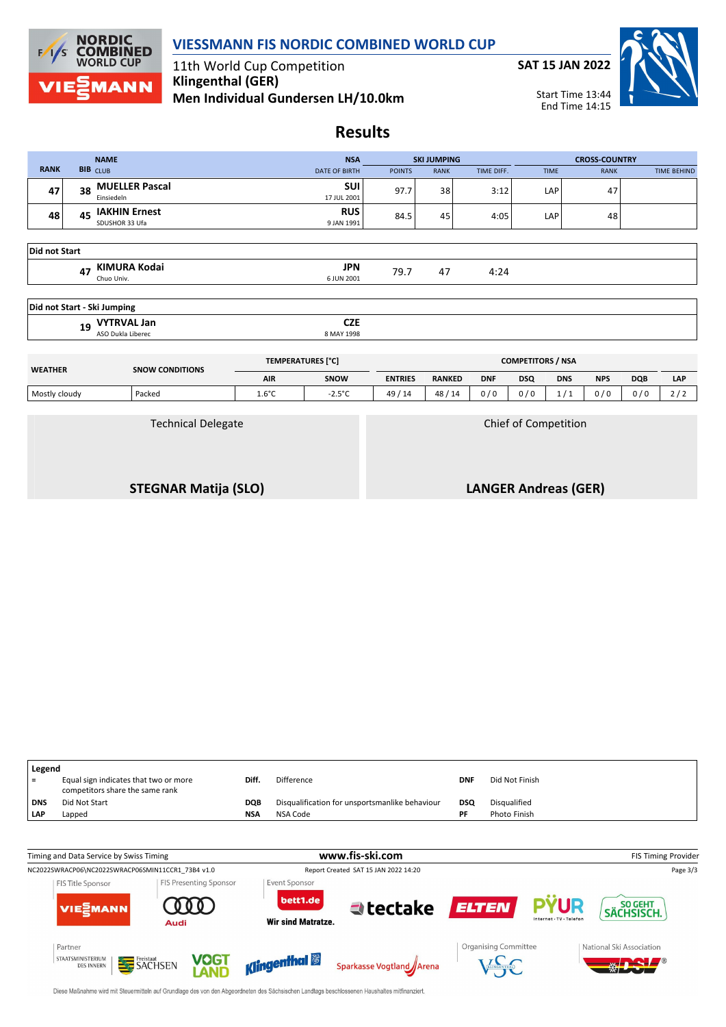# VIESSMANN FIS NORDIC COMBINED WORLD CUP

11th World Cup Competition
**Klingenthal (GER)**
**Men Individual Gundersen LH/10.0km**

**SAT 15 JAN 2022**

Start Time 13:44
End Time 14:15

## Results

| RANK | BIB | NAME / CLUB | NSA / DATE OF BIRTH | SKI JUMPING POINTS | SKI JUMPING RANK | SKI JUMPING TIME DIFF. | CROSS-COUNTRY TIME | CROSS-COUNTRY RANK | CROSS-COUNTRY TIME BEHIND |
|---|---|---|---|---|---|---|---|---|---|
| 47 | 38 | **MUELLER Pascal** Einsiedeln | **SUI** 17 JUL 2001 | 97.7 | 38 | 3:12 | LAP | 47 | |
| 48 | 45 | **IAKHIN Ernest** SDUSHOR 33 Ufa | **RUS** 9 JAN 1991 | 84.5 | 45 | 4:05 | LAP | 48 | |

**Did not Start**

| RANK | BIB | NAME / CLUB | NSA / DATE OF BIRTH | SKI JUMPING POINTS | SKI JUMPING RANK | SKI JUMPING TIME DIFF. |
|---|---|---|---|---|---|---|
| | 47 | **KIMURA Kodai** Chuo Univ. | **JPN** 6 JUN 2001 | 79.7 | 47 | 4:24 |

**Did not Start - Ski Jumping**

| RANK | BIB | NAME / CLUB | NSA / DATE OF BIRTH |
|---|---|---|---|
| | 19 | **VYTRVAL Jan** ASO Dukla Liberec | **CZE** 8 MAY 1998 |

| WEATHER | SNOW CONDITIONS | TEMPERATURES [°C] AIR | TEMPERATURES [°C] SNOW | ENTRIES | RANKED | DNF | DSQ | DNS | NPS | DQB | LAP |
|---|---|---|---|---|---|---|---|---|---|---|---|
| Mostly cloudy | Packed | 1.6°C | -2.5°C | 49 / 14 | 48 / 14 | 0 / 0 | 0 / 0 | 1 / 1 | 0 / 0 | 0 / 0 | 2 / 2 |

| Technical Delegate | Chief of Competition |
|---|---|
| **STEGNAR Matija (SLO)** | **LANGER Andreas (GER)** |

**Legend**

| | | | | | |
|---|---|---|---|---|---|
| = | Equal sign indicates that two or more competitors share the same rank | Diff. | Difference | DNF | Did Not Finish |
| DNS | Did Not Start | DQB | Disqualification for unsportsmanlike behaviour | DSQ | Disqualified |
| LAP | Lapped | NSA | NSA Code | PF | Photo Finish |

Timing and Data Service by Swiss Timing — www.fis-ski.com — FIS Timing Provider

NC2022SWRACP06\NC2022SWRACP06SMIN11CCR1_73B4 v1.0 — Report Created SAT 15 JAN 2022 14:20

FIS Title Sponsor: VIESSMANN | FIS Presenting Sponsor: Audi | Event Sponsor: bett1.de Wir sind Matratze., tectake, ELTEN, PŸUR Internet · TV · Telefon, SO GEHT SÄCHSISCH.

Partner: Staatsministerium des Innern, Freistaat Sachsen, Vogtland, Klingenthal, Sparkasse Vogtland Arena | Organising Committee: VSC Klingenthal | National Ski Association: DSV

Diese Maßnahme wird mit Steuermitteln auf Grundlage des von den Abgeordneten des Sächsischen Landtags beschlossenen Haushaltes mitfinanziert.